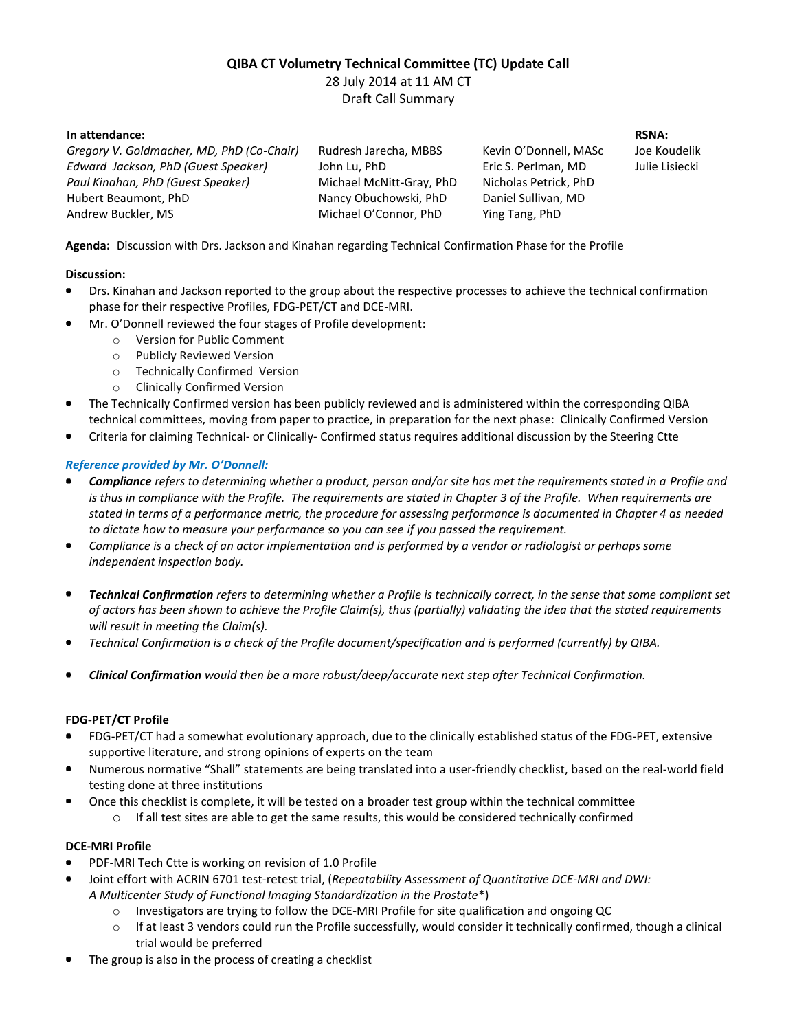# QIBA CT Volumetry Technical Committee (TC) Update Call

28 July 2014 at 11 AM CT

Draft Call Summary

**In attendance:**

| | | | **RSNA:** |
|---|---|---|---|
| *Gregory V. Goldmacher, MD, PhD (Co-Chair)* | Rudresh Jarecha, MBBS | Kevin O'Donnell, MASc | Joe Koudelik |
| *Edward Jackson, PhD (Guest Speaker)* | John Lu, PhD | Eric S. Perlman, MD | Julie Lisiecki |
| *Paul Kinahan, PhD (Guest Speaker)* | Michael McNitt-Gray, PhD | Nicholas Petrick, PhD | |
| Hubert Beaumont, PhD | Nancy Obuchowski, PhD | Daniel Sullivan, MD | |
| Andrew Buckler, MS | Michael O'Connor, PhD | Ying Tang, PhD | |

**Agenda:** Discussion with Drs. Jackson and Kinahan regarding Technical Confirmation Phase for the Profile

**Discussion:**

- Drs. Kinahan and Jackson reported to the group about the respective processes to achieve the technical confirmation phase for their respective Profiles, FDG-PET/CT and DCE-MRI.
- Mr. O'Donnell reviewed the four stages of Profile development:
  - Version for Public Comment
  - Publicly Reviewed Version
  - Technically Confirmed Version
  - Clinically Confirmed Version
- The Technically Confirmed version has been publicly reviewed and is administered within the corresponding QIBA technical committees, moving from paper to practice, in preparation for the next phase: Clinically Confirmed Version
- Criteria for claiming Technical- or Clinically- Confirmed status requires additional discussion by the Steering Ctte

***Reference provided by Mr. O'Donnell:***

- ***Compliance*** *refers to determining whether a product, person and/or site has met the requirements stated in a Profile and is thus in compliance with the Profile. The requirements are stated in Chapter 3 of the Profile. When requirements are stated in terms of a performance metric, the procedure for assessing performance is documented in Chapter 4 as needed to dictate how to measure your performance so you can see if you passed the requirement.*
- *Compliance is a check of an actor implementation and is performed by a vendor or radiologist or perhaps some independent inspection body.*
- ***Technical Confirmation*** *refers to determining whether a Profile is technically correct, in the sense that some compliant set of actors has been shown to achieve the Profile Claim(s), thus (partially) validating the idea that the stated requirements will result in meeting the Claim(s).*
- *Technical Confirmation is a check of the Profile document/specification and is performed (currently) by QIBA.*
- ***Clinical Confirmation*** *would then be a more robust/deep/accurate next step after Technical Confirmation.*

**FDG-PET/CT Profile**

- FDG-PET/CT had a somewhat evolutionary approach, due to the clinically established status of the FDG-PET, extensive supportive literature, and strong opinions of experts on the team
- Numerous normative "Shall" statements are being translated into a user-friendly checklist, based on the real-world field testing done at three institutions
- Once this checklist is complete, it will be tested on a broader test group within the technical committee
  - If all test sites are able to get the same results, this would be considered technically confirmed

**DCE-MRI Profile**

- PDF-MRI Tech Ctte is working on revision of 1.0 Profile
- Joint effort with ACRIN 6701 test-retest trial, (*Repeatability Assessment of Quantitative DCE-MRI and DWI: A Multicenter Study of Functional Imaging Standardization in the Prostate*\*)
  - Investigators are trying to follow the DCE-MRI Profile for site qualification and ongoing QC
  - If at least 3 vendors could run the Profile successfully, would consider it technically confirmed, though a clinical trial would be preferred
- The group is also in the process of creating a checklist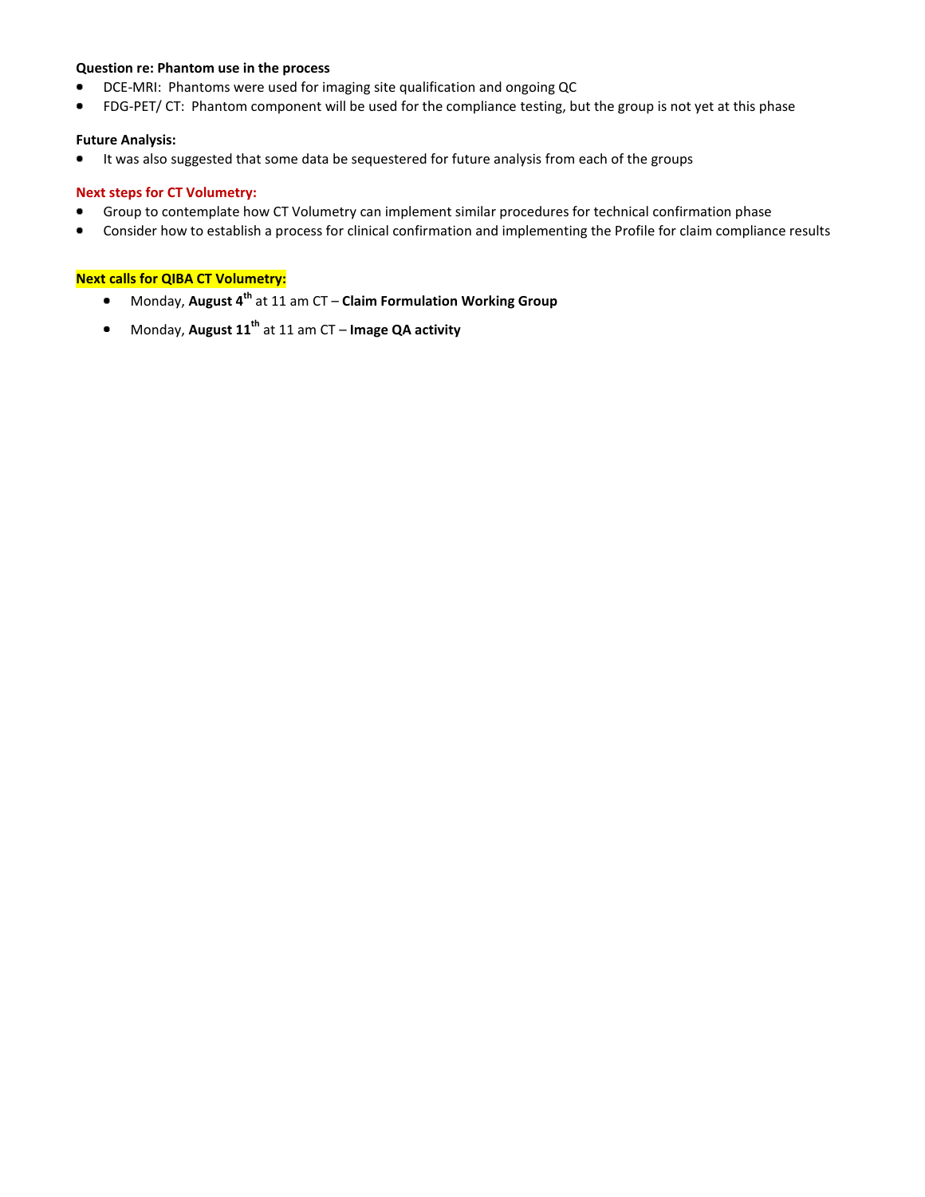**Question re: Phantom use in the process**

- DCE-MRI: Phantoms were used for imaging site qualification and ongoing QC
- FDG-PET/ CT: Phantom component will be used for the compliance testing, but the group is not yet at this phase

**Future Analysis:**

- It was also suggested that some data be sequestered for future analysis from each of the groups

**Next steps for CT Volumetry:**

- Group to contemplate how CT Volumetry can implement similar procedures for technical confirmation phase
- Consider how to establish a process for clinical confirmation and implementing the Profile for claim compliance results

**Next calls for QIBA CT Volumetry:**

- Monday, **August 4th** at 11 am CT – **Claim Formulation Working Group**
- Monday, **August 11th** at 11 am CT – **Image QA activity**